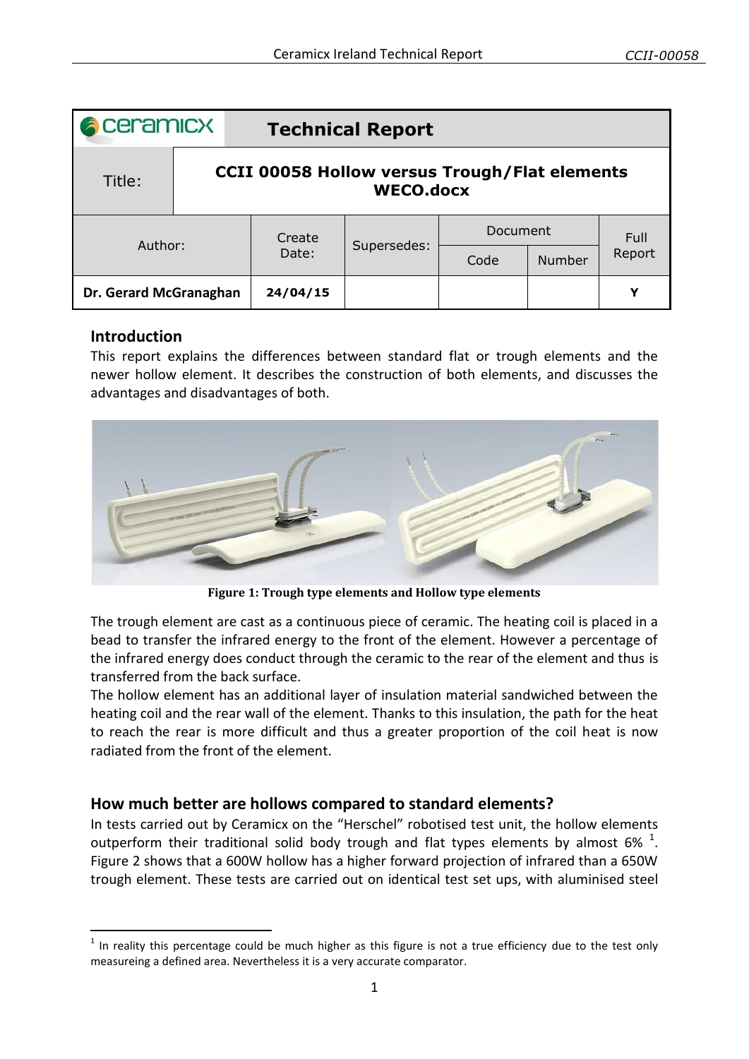| ceramicx | Technical Report | | | | | |
|---|---|---|---|---|---|---|
| Title: | CCII 00058 Hollow versus Trough/Flat elements WECO.docx | | | | | |
| Author: | | Create Date: | Supersedes: | Document | | Full Report |
| | | | | Code | Number | |
| **Dr. Gerard McGranaghan** | | **24/04/15** | | | | **Y** |

## Introduction

This report explains the differences between standard flat or trough elements and the newer hollow element. It describes the construction of both elements, and discusses the advantages and disadvantages of both.

**Figure 1: Trough type elements and Hollow type elements**

The trough element are cast as a continuous piece of ceramic. The heating coil is placed in a bead to transfer the infrared energy to the front of the element. However a percentage of the infrared energy does conduct through the ceramic to the rear of the element and thus is transferred from the back surface.

The hollow element has an additional layer of insulation material sandwiched between the heating coil and the rear wall of the element. Thanks to this insulation, the path for the heat to reach the rear is more difficult and thus a greater proportion of the coil heat is now radiated from the front of the element.

## How much better are hollows compared to standard elements?

In tests carried out by Ceramicx on the "Herschel" robotised test unit, the hollow elements outperform their traditional solid body trough and flat types elements by almost 6% [1]. Figure 2 shows that a 600W hollow has a higher forward projection of infrared than a 650W trough element. These tests are carried out on identical test set ups, with aluminised steel

[1] In reality this percentage could be much higher as this figure is not a true efficiency due to the test only measureing a defined area. Nevertheless it is a very accurate comparator.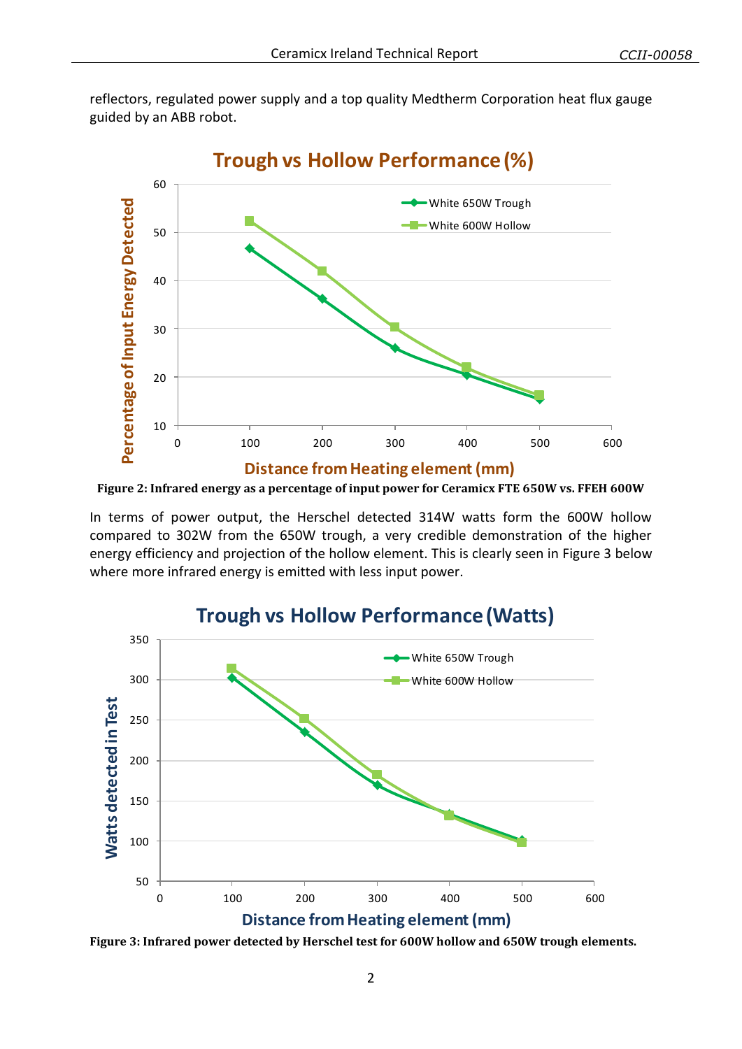reflectors, regulated power supply and a top quality Medtherm Corporation heat flux gauge guided by an ABB robot.

**Figure 2: Infrared energy as a percentage of input power for Ceramicx FTE 650W vs. FFEH 600W**

In terms of power output, the Herschel detected 314W watts form the 600W hollow compared to 302W from the 650W trough, a very credible demonstration of the higher energy efficiency and projection of the hollow element. This is clearly seen in Figure 3 below where more infrared energy is emitted with less input power.

**Figure 3: Infrared power detected by Herschel test for 600W hollow and 650W trough elements.**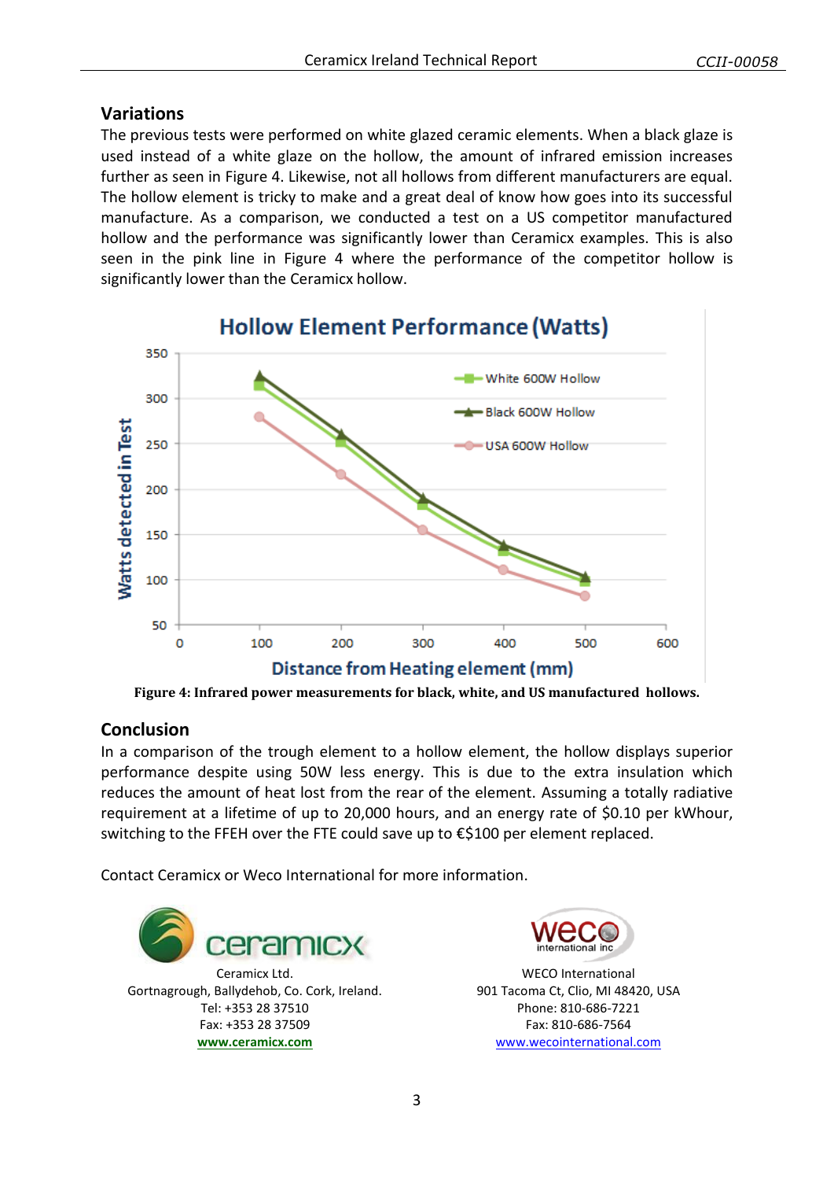## Variations

The previous tests were performed on white glazed ceramic elements. When a black glaze is used instead of a white glaze on the hollow, the amount of infrared emission increases further as seen in Figure 4. Likewise, not all hollows from different manufacturers are equal. The hollow element is tricky to make and a great deal of know how goes into its successful manufacture. As a comparison, we conducted a test on a US competitor manufactured hollow and the performance was significantly lower than Ceramicx examples. This is also seen in the pink line in Figure 4 where the performance of the competitor hollow is significantly lower than the Ceramicx hollow.

Hollow Element Performance (Watts)

Watts detected in Test

350
300
250
200
150
100
50

0
100
200
300
400
500
600

Distance from Heating element (mm)

White 600W Hollow
Black 600W Hollow
USA 600W Hollow

**Figure 4: Infrared power measurements for black, white, and US manufactured hollows.**

## Conclusion

In a comparison of the trough element to a hollow element, the hollow displays superior performance despite using 50W less energy. This is due to the extra insulation which reduces the amount of heat lost from the rear of the element. Assuming a totally radiative requirement at a lifetime of up to 20,000 hours, and an energy rate of $0.10 per kWhour, switching to the FFEH over the FTE could save up to €$100 per element replaced.

Contact Ceramicx or Weco International for more information.

ceramicx

Ceramicx Ltd.
Gortnagrough, Ballydehob, Co. Cork, Ireland.
Tel: +353 28 37510
Fax: +353 28 37509
www.ceramicx.com

weco international inc

WECO International
901 Tacoma Ct, Clio, MI 48420, USA
Phone: 810-686-7221
Fax: 810-686-7564
www.wecointernational.com